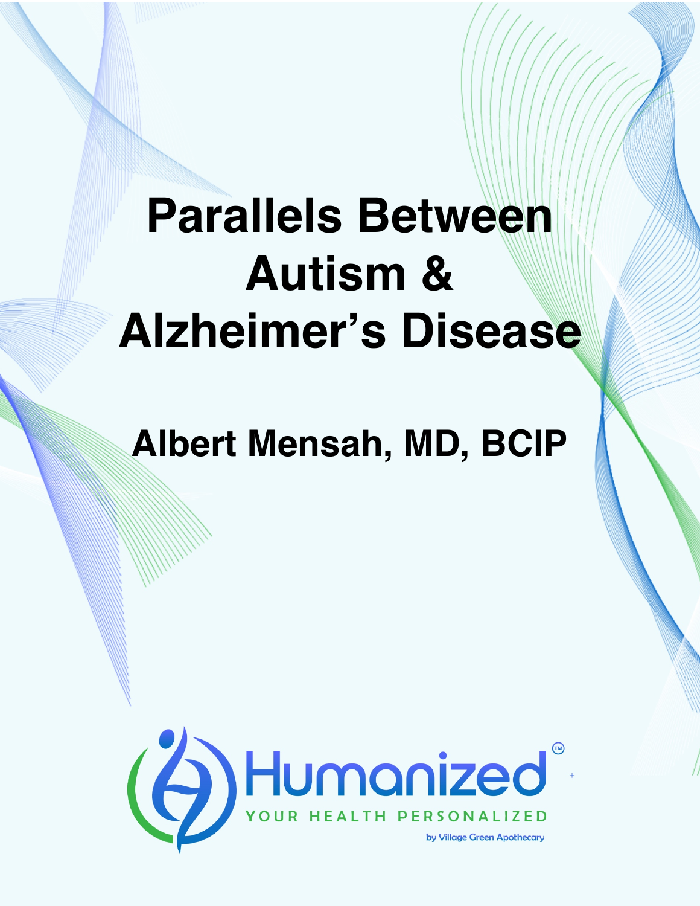# Parallels Between Autism & Alzheimer's Disease

## Albert Mensah, MD, BCIP

Humanized™

YOUR HEALTH PERSONALIZED

by Village Green Apothecary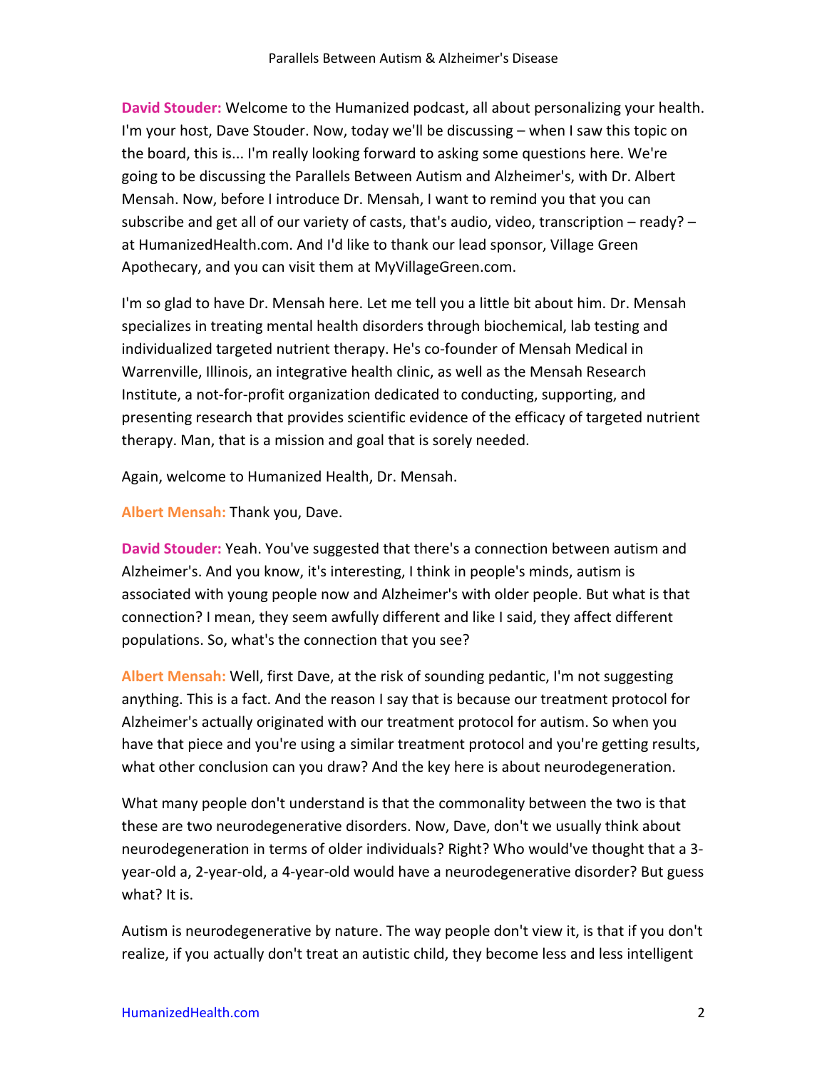**David Stouder:** Welcome to the Humanized podcast, all about personalizing your health. I'm your host, Dave Stouder. Now, today we'll be discussing – when I saw this topic on the board, this is... I'm really looking forward to asking some questions here. We're going to be discussing the Parallels Between Autism and Alzheimer's, with Dr. Albert Mensah. Now, before I introduce Dr. Mensah, I want to remind you that you can subscribe and get all of our variety of casts, that's audio, video, transcription – ready? – at HumanizedHealth.com. And I'd like to thank our lead sponsor, Village Green Apothecary, and you can visit them at MyVillageGreen.com.

I'm so glad to have Dr. Mensah here. Let me tell you a little bit about him. Dr. Mensah specializes in treating mental health disorders through biochemical, lab testing and individualized targeted nutrient therapy. He's co-founder of Mensah Medical in Warrenville, Illinois, an integrative health clinic, as well as the Mensah Research Institute, a not-for-profit organization dedicated to conducting, supporting, and presenting research that provides scientific evidence of the efficacy of targeted nutrient therapy. Man, that is a mission and goal that is sorely needed.

Again, welcome to Humanized Health, Dr. Mensah.

**Albert Mensah:** Thank you, Dave.

**David Stouder:** Yeah. You've suggested that there's a connection between autism and Alzheimer's. And you know, it's interesting, I think in people's minds, autism is associated with young people now and Alzheimer's with older people. But what is that connection? I mean, they seem awfully different and like I said, they affect different populations. So, what's the connection that you see?

**Albert Mensah:** Well, first Dave, at the risk of sounding pedantic, I'm not suggesting anything. This is a fact. And the reason I say that is because our treatment protocol for Alzheimer's actually originated with our treatment protocol for autism. So when you have that piece and you're using a similar treatment protocol and you're getting results, what other conclusion can you draw? And the key here is about neurodegeneration.

What many people don't understand is that the commonality between the two is that these are two neurodegenerative disorders. Now, Dave, don't we usually think about neurodegeneration in terms of older individuals? Right? Who would've thought that a 3-year-old a, 2-year-old, a 4-year-old would have a neurodegenerative disorder? But guess what? It is.

Autism is neurodegenerative by nature. The way people don't view it, is that if you don't realize, if you actually don't treat an autistic child, they become less and less intelligent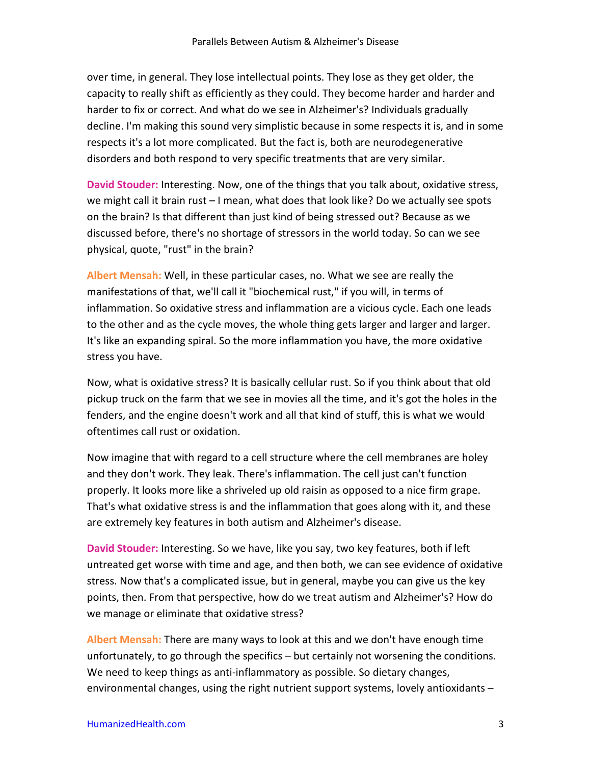over time, in general. They lose intellectual points. They lose as they get older, the capacity to really shift as efficiently as they could. They become harder and harder and harder to fix or correct. And what do we see in Alzheimer's? Individuals gradually decline. I'm making this sound very simplistic because in some respects it is, and in some respects it's a lot more complicated. But the fact is, both are neurodegenerative disorders and both respond to very specific treatments that are very similar.

**David Stouder:** Interesting. Now, one of the things that you talk about, oxidative stress, we might call it brain rust – I mean, what does that look like? Do we actually see spots on the brain? Is that different than just kind of being stressed out? Because as we discussed before, there's no shortage of stressors in the world today. So can we see physical, quote, "rust" in the brain?

**Albert Mensah:** Well, in these particular cases, no. What we see are really the manifestations of that, we'll call it "biochemical rust," if you will, in terms of inflammation. So oxidative stress and inflammation are a vicious cycle. Each one leads to the other and as the cycle moves, the whole thing gets larger and larger and larger. It's like an expanding spiral. So the more inflammation you have, the more oxidative stress you have.

Now, what is oxidative stress? It is basically cellular rust. So if you think about that old pickup truck on the farm that we see in movies all the time, and it's got the holes in the fenders, and the engine doesn't work and all that kind of stuff, this is what we would oftentimes call rust or oxidation.

Now imagine that with regard to a cell structure where the cell membranes are holey and they don't work. They leak. There's inflammation. The cell just can't function properly. It looks more like a shriveled up old raisin as opposed to a nice firm grape. That's what oxidative stress is and the inflammation that goes along with it, and these are extremely key features in both autism and Alzheimer's disease.

**David Stouder:** Interesting. So we have, like you say, two key features, both if left untreated get worse with time and age, and then both, we can see evidence of oxidative stress. Now that's a complicated issue, but in general, maybe you can give us the key points, then. From that perspective, how do we treat autism and Alzheimer's? How do we manage or eliminate that oxidative stress?

**Albert Mensah:** There are many ways to look at this and we don't have enough time unfortunately, to go through the specifics – but certainly not worsening the conditions. We need to keep things as anti-inflammatory as possible. So dietary changes, environmental changes, using the right nutrient support systems, lovely antioxidants –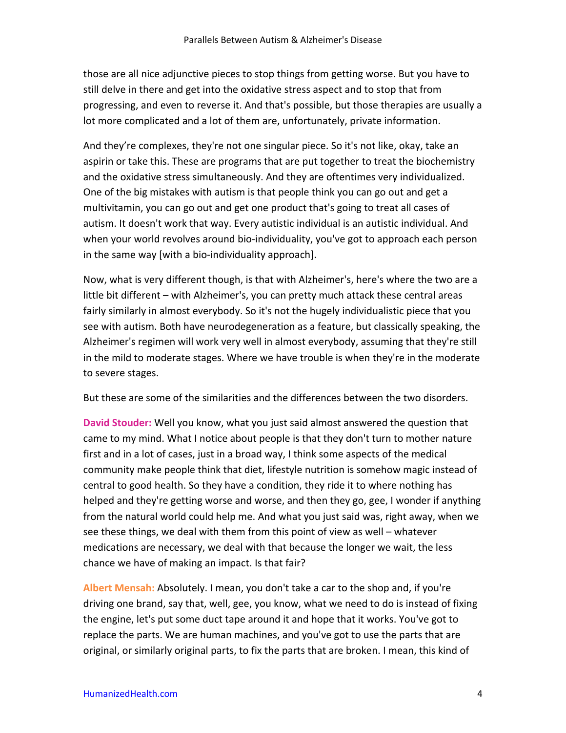those are all nice adjunctive pieces to stop things from getting worse. But you have to still delve in there and get into the oxidative stress aspect and to stop that from progressing, and even to reverse it. And that's possible, but those therapies are usually a lot more complicated and a lot of them are, unfortunately, private information.

And they're complexes, they're not one singular piece. So it's not like, okay, take an aspirin or take this. These are programs that are put together to treat the biochemistry and the oxidative stress simultaneously. And they are oftentimes very individualized. One of the big mistakes with autism is that people think you can go out and get a multivitamin, you can go out and get one product that's going to treat all cases of autism. It doesn't work that way. Every autistic individual is an autistic individual. And when your world revolves around bio-individuality, you've got to approach each person in the same way [with a bio-individuality approach].

Now, what is very different though, is that with Alzheimer's, here's where the two are a little bit different – with Alzheimer's, you can pretty much attack these central areas fairly similarly in almost everybody. So it's not the hugely individualistic piece that you see with autism. Both have neurodegeneration as a feature, but classically speaking, the Alzheimer's regimen will work very well in almost everybody, assuming that they're still in the mild to moderate stages. Where we have trouble is when they're in the moderate to severe stages.

But these are some of the similarities and the differences between the two disorders.

**David Stouder:** Well you know, what you just said almost answered the question that came to my mind. What I notice about people is that they don't turn to mother nature first and in a lot of cases, just in a broad way, I think some aspects of the medical community make people think that diet, lifestyle nutrition is somehow magic instead of central to good health. So they have a condition, they ride it to where nothing has helped and they're getting worse and worse, and then they go, gee, I wonder if anything from the natural world could help me. And what you just said was, right away, when we see these things, we deal with them from this point of view as well – whatever medications are necessary, we deal with that because the longer we wait, the less chance we have of making an impact. Is that fair?

**Albert Mensah:** Absolutely. I mean, you don't take a car to the shop and, if you're driving one brand, say that, well, gee, you know, what we need to do is instead of fixing the engine, let's put some duct tape around it and hope that it works. You've got to replace the parts. We are human machines, and you've got to use the parts that are original, or similarly original parts, to fix the parts that are broken. I mean, this kind of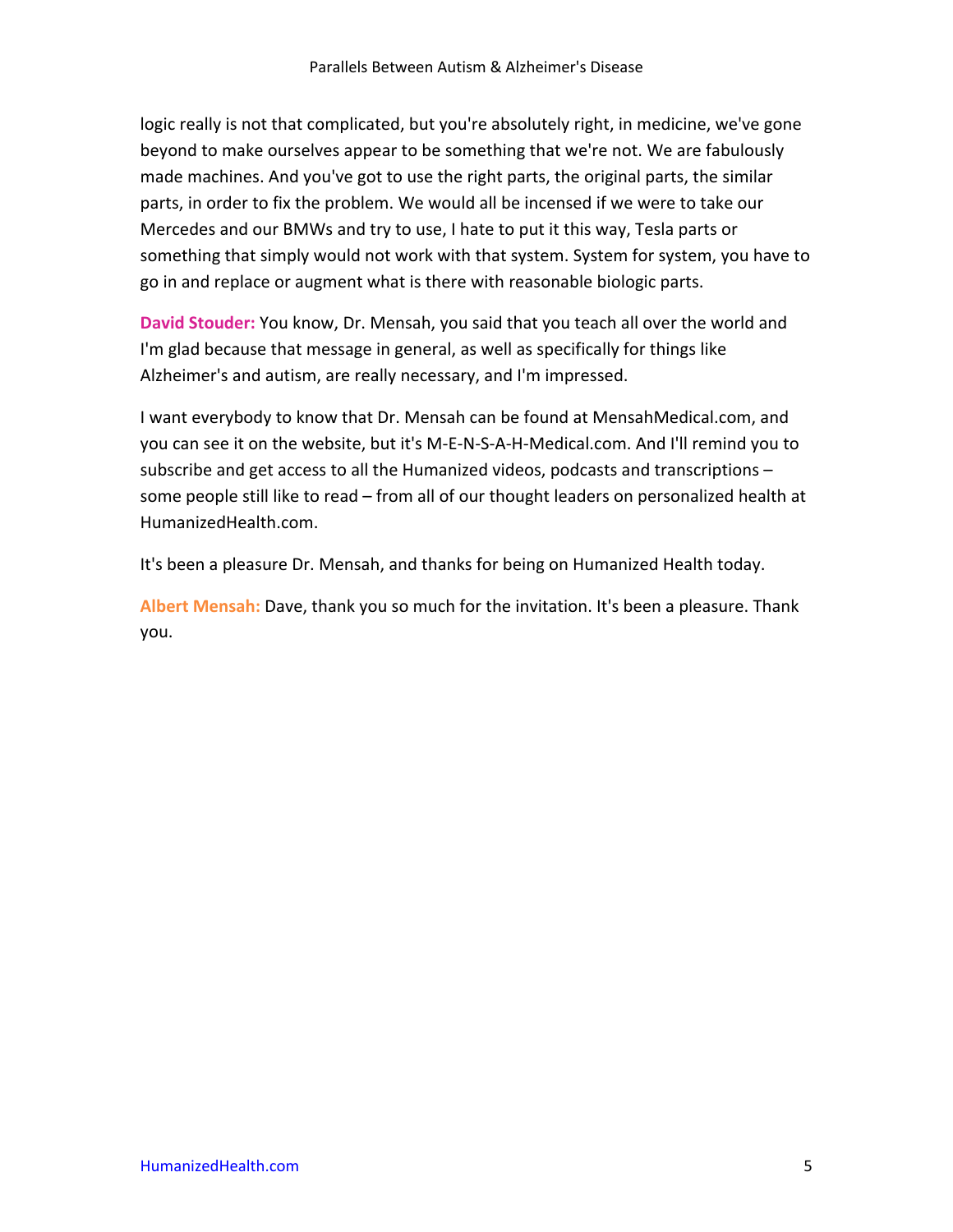logic really is not that complicated, but you're absolutely right, in medicine, we've gone beyond to make ourselves appear to be something that we're not. We are fabulously made machines. And you've got to use the right parts, the original parts, the similar parts, in order to fix the problem. We would all be incensed if we were to take our Mercedes and our BMWs and try to use, I hate to put it this way, Tesla parts or something that simply would not work with that system. System for system, you have to go in and replace or augment what is there with reasonable biologic parts.

**David Stouder:** You know, Dr. Mensah, you said that you teach all over the world and I'm glad because that message in general, as well as specifically for things like Alzheimer's and autism, are really necessary, and I'm impressed.

I want everybody to know that Dr. Mensah can be found at MensahMedical.com, and you can see it on the website, but it's M-E-N-S-A-H-Medical.com. And I'll remind you to subscribe and get access to all the Humanized videos, podcasts and transcriptions – some people still like to read – from all of our thought leaders on personalized health at HumanizedHealth.com.

It's been a pleasure Dr. Mensah, and thanks for being on Humanized Health today.

**Albert Mensah:** Dave, thank you so much for the invitation. It's been a pleasure. Thank you.